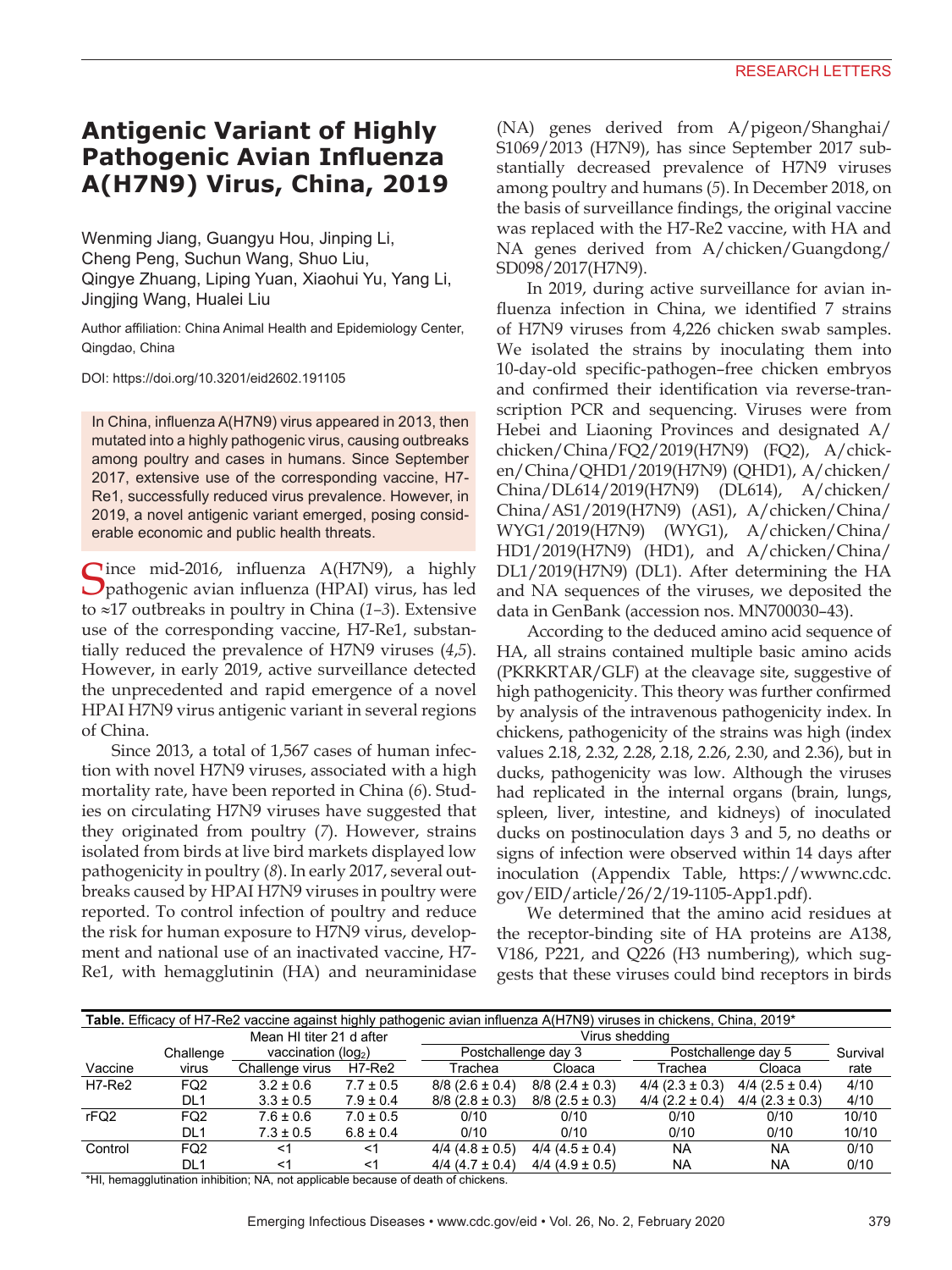RESEARCH LETTERS

# Antigenic Variant of Highly Pathogenic Avian Influenza A(H7N9) Virus, China, 2019

Wenming Jiang, Guangyu Hou, Jinping Li, Cheng Peng, Suchun Wang, Shuo Liu, Qingye Zhuang, Liping Yuan, Xiaohui Yu, Yang Li, Jingjing Wang, Hualei Liu

Author affiliation: China Animal Health and Epidemiology Center, Qingdao, China

DOI: https://doi.org/10.3201/eid2602.191105

In China, influenza A(H7N9) virus appeared in 2013, then mutated into a highly pathogenic virus, causing outbreaks among poultry and cases in humans. Since September 2017, extensive use of the corresponding vaccine, H7-Re1, successfully reduced virus prevalence. However, in 2019, a novel antigenic variant emerged, posing considerable economic and public health threats.

Since mid-2016, influenza A(H7N9), a highly pathogenic avian influenza (HPAI) virus, has led to ≈17 outbreaks in poultry in China (*1*–*3*). Extensive use of the corresponding vaccine, H7-Re1, substantially reduced the prevalence of H7N9 viruses (*4*,*5*). However, in early 2019, active surveillance detected the unprecedented and rapid emergence of a novel HPAI H7N9 virus antigenic variant in several regions of China.

Since 2013, a total of 1,567 cases of human infection with novel H7N9 viruses, associated with a high mortality rate, have been reported in China (*6*). Studies on circulating H7N9 viruses have suggested that they originated from poultry (*7*). However, strains isolated from birds at live bird markets displayed low pathogenicity in poultry (*8*). In early 2017, several outbreaks caused by HPAI H7N9 viruses in poultry were reported. To control infection of poultry and reduce the risk for human exposure to H7N9 virus, development and national use of an inactivated vaccine, H7-Re1, with hemagglutinin (HA) and neuraminidase (NA) genes derived from A/pigeon/Shanghai/S1069/2013 (H7N9), has since September 2017 substantially decreased prevalence of H7N9 viruses among poultry and humans (*5*). In December 2018, on the basis of surveillance findings, the original vaccine was replaced with the H7-Re2 vaccine, with HA and NA genes derived from A/chicken/Guangdong/SD098/2017(H7N9).

In 2019, during active surveillance for avian influenza infection in China, we identified 7 strains of H7N9 viruses from 4,226 chicken swab samples. We isolated the strains by inoculating them into 10-day-old specific-pathogen–free chicken embryos and confirmed their identification via reverse-transcription PCR and sequencing. Viruses were from Hebei and Liaoning Provinces and designated A/chicken/China/FQ2/2019(H7N9) (FQ2), A/chicken/China/QHD1/2019(H7N9) (QHD1), A/chicken/China/DL614/2019(H7N9) (DL614), A/chicken/China/AS1/2019(H7N9) (AS1), A/chicken/China/WYG1/2019(H7N9) (WYG1), A/chicken/China/HD1/2019(H7N9) (HD1), and A/chicken/China/DL1/2019(H7N9) (DL1). After determining the HA and NA sequences of the viruses, we deposited the data in GenBank (accession nos. MN700030–43).

According to the deduced amino acid sequence of HA, all strains contained multiple basic amino acids (PKRKRTAR/GLF) at the cleavage site, suggestive of high pathogenicity. This theory was further confirmed by analysis of the intravenous pathogenicity index. In chickens, pathogenicity of the strains was high (index values 2.18, 2.32, 2.28, 2.18, 2.26, 2.30, and 2.36), but in ducks, pathogenicity was low. Although the viruses had replicated in the internal organs (brain, lungs, spleen, liver, intestine, and kidneys) of inoculated ducks on postinoculation days 3 and 5, no deaths or signs of infection were observed within 14 days after inoculation (Appendix Table, https://wwwnc.cdc.gov/EID/article/26/2/19-1105-App1.pdf).

We determined that the amino acid residues at the receptor-binding site of HA proteins are A138, V186, P221, and Q226 (H3 numbering), which suggests that these viruses could bind receptors in birds

**Table.** Efficacy of H7-Re2 vaccine against highly pathogenic avian influenza A(H7N9) viruses in chickens, China, 2019*

| Vaccine | Challenge virus | Mean HI titer 21 d after vaccination ($log_2$) | | Virus shedding | | | | Survival rate |
|---|---|---|---|---|---|---|---|---|
| | | | | Postchallenge day 3 | | Postchallenge day 5 | | |
| | | Challenge virus | H7-Re2 | Trachea | Cloaca | Trachea | Cloaca | |
| H7-Re2 | FQ2 | 3.2 ± 0.6 | 7.7 ± 0.5 | 8/8 (2.6 ± 0.4) | 8/8 (2.4 ± 0.3) | 4/4 (2.3 ± 0.3) | 4/4 (2.5 ± 0.4) | 4/10 |
| | DL1 | 3.3 ± 0.5 | 7.9 ± 0.4 | 8/8 (2.8 ± 0.3) | 8/8 (2.5 ± 0.3) | 4/4 (2.2 ± 0.4) | 4/4 (2.3 ± 0.3) | 4/10 |
| rFQ2 | FQ2 | 7.6 ± 0.6 | 7.0 ± 0.5 | 0/10 | 0/10 | 0/10 | 0/10 | 10/10 |
| | DL1 | 7.3 ± 0.5 | 6.8 ± 0.4 | 0/10 | 0/10 | 0/10 | 0/10 | 10/10 |
| Control | FQ2 | <1 | <1 | 4/4 (4.8 ± 0.5) | 4/4 (4.5 ± 0.4) | NA | NA | 0/10 |
| | DL1 | <1 | <1 | 4/4 (4.7 ± 0.4) | 4/4 (4.9 ± 0.5) | NA | NA | 0/10 |

*HI, hemagglutination inhibition; NA, not applicable because of death of chickens.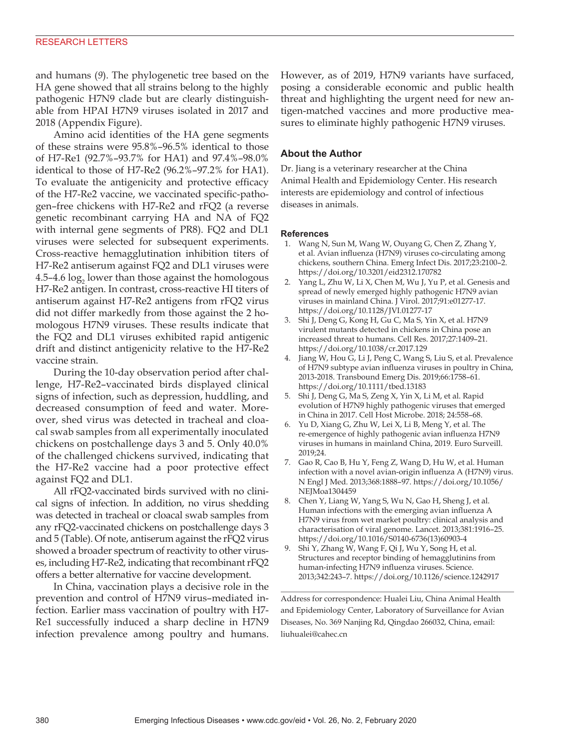and humans (*9*). The phylogenetic tree based on the HA gene showed that all strains belong to the highly pathogenic H7N9 clade but are clearly distinguishable from HPAI H7N9 viruses isolated in 2017 and 2018 (Appendix Figure).

Amino acid identities of the HA gene segments of these strains were 95.8%–96.5% identical to those of H7-Re1 (92.7%–93.7% for HA1) and 97.4%–98.0% identical to those of H7-Re2 (96.2%–97.2% for HA1). To evaluate the antigenicity and protective efficacy of the H7-Re2 vaccine, we vaccinated specific-pathogen–free chickens with H7-Re2 and rFQ2 (a reverse genetic recombinant carrying HA and NA of FQ2 with internal gene segments of PR8). FQ2 and DL1 viruses were selected for subsequent experiments. Cross-reactive hemagglutination inhibition titers of H7-Re2 antiserum against FQ2 and DL1 viruses were 4.5–4.6 $\log_2$ lower than those against the homologous H7-Re2 antigen. In contrast, cross-reactive HI titers of antiserum against H7-Re2 antigens from rFQ2 virus did not differ markedly from those against the 2 homologous H7N9 viruses. These results indicate that the FQ2 and DL1 viruses exhibited rapid antigenic drift and distinct antigenicity relative to the H7-Re2 vaccine strain.

During the 10-day observation period after challenge, H7-Re2–vaccinated birds displayed clinical signs of infection, such as depression, huddling, and decreased consumption of feed and water. Moreover, shed virus was detected in tracheal and cloacal swab samples from all experimentally inoculated chickens on postchallenge days 3 and 5. Only 40.0% of the challenged chickens survived, indicating that the H7-Re2 vaccine had a poor protective effect against FQ2 and DL1.

All rFQ2-vaccinated birds survived with no clinical signs of infection. In addition, no virus shedding was detected in tracheal or cloacal swab samples from any rFQ2-vaccinated chickens on postchallenge days 3 and 5 (Table). Of note, antiserum against the rFQ2 virus showed a broader spectrum of reactivity to other viruses, including H7-Re2, indicating that recombinant rFQ2 offers a better alternative for vaccine development.

In China, vaccination plays a decisive role in the prevention and control of H7N9 virus–mediated infection. Earlier mass vaccination of poultry with H7-Re1 successfully induced a sharp decline in H7N9 infection prevalence among poultry and humans. However, as of 2019, H7N9 variants have surfaced, posing a considerable economic and public health threat and highlighting the urgent need for new antigen-matched vaccines and more productive measures to eliminate highly pathogenic H7N9 viruses.

## About the Author

Dr. Jiang is a veterinary researcher at the China Animal Health and Epidemiology Center. His research interests are epidemiology and control of infectious diseases in animals.

## References

1. Wang N, Sun M, Wang W, Ouyang G, Chen Z, Zhang Y, et al. Avian influenza (H7N9) viruses co-circulating among chickens, southern China. Emerg Infect Dis. 2017;23:2100–2. https://doi.org/10.3201/eid2312.170782
2. Yang L, Zhu W, Li X, Chen M, Wu J, Yu P, et al. Genesis and spread of newly emerged highly pathogenic H7N9 avian viruses in mainland China. J Virol. 2017;91:e01277-17. https://doi.org/10.1128/JVI.01277-17
3. Shi J, Deng G, Kong H, Gu C, Ma S, Yin X, et al. H7N9 virulent mutants detected in chickens in China pose an increased threat to humans. Cell Res. 2017;27:1409–21. https://doi.org/10.1038/cr.2017.129
4. Jiang W, Hou G, Li J, Peng C, Wang S, Liu S, et al. Prevalence of H7N9 subtype avian influenza viruses in poultry in China, 2013-2018. Transbound Emerg Dis. 2019;66:1758–61. https://doi.org/10.1111/tbed.13183
5. Shi J, Deng G, Ma S, Zeng X, Yin X, Li M, et al. Rapid evolution of H7N9 highly pathogenic viruses that emerged in China in 2017. Cell Host Microbe. 2018; 24:558–68.
6. Yu D, Xiang G, Zhu W, Lei X, Li B, Meng Y, et al. The re-emergence of highly pathogenic avian influenza H7N9 viruses in humans in mainland China, 2019. Euro Surveill. 2019;24.
7. Gao R, Cao B, Hu Y, Feng Z, Wang D, Hu W, et al. Human infection with a novel avian-origin influenza A (H7N9) virus. N Engl J Med. 2013;368:1888–97. https://doi.org/10.1056/NEJMoa1304459
8. Chen Y, Liang W, Yang S, Wu N, Gao H, Sheng J, et al. Human infections with the emerging avian influenza A H7N9 virus from wet market poultry: clinical analysis and characterisation of viral genome. Lancet. 2013;381:1916–25. https://doi.org/10.1016/S0140-6736(13)60903-4
9. Shi Y, Zhang W, Wang F, Qi J, Wu Y, Song H, et al. Structures and receptor binding of hemagglutinins from human-infecting H7N9 influenza viruses. Science. 2013;342:243–7. https://doi.org/10.1126/science.1242917

Address for correspondence: Hualei Liu, China Animal Health and Epidemiology Center, Laboratory of Surveillance for Avian Diseases, No. 369 Nanjing Rd, Qingdao 266032, China, email: liuhualei@cahec.cn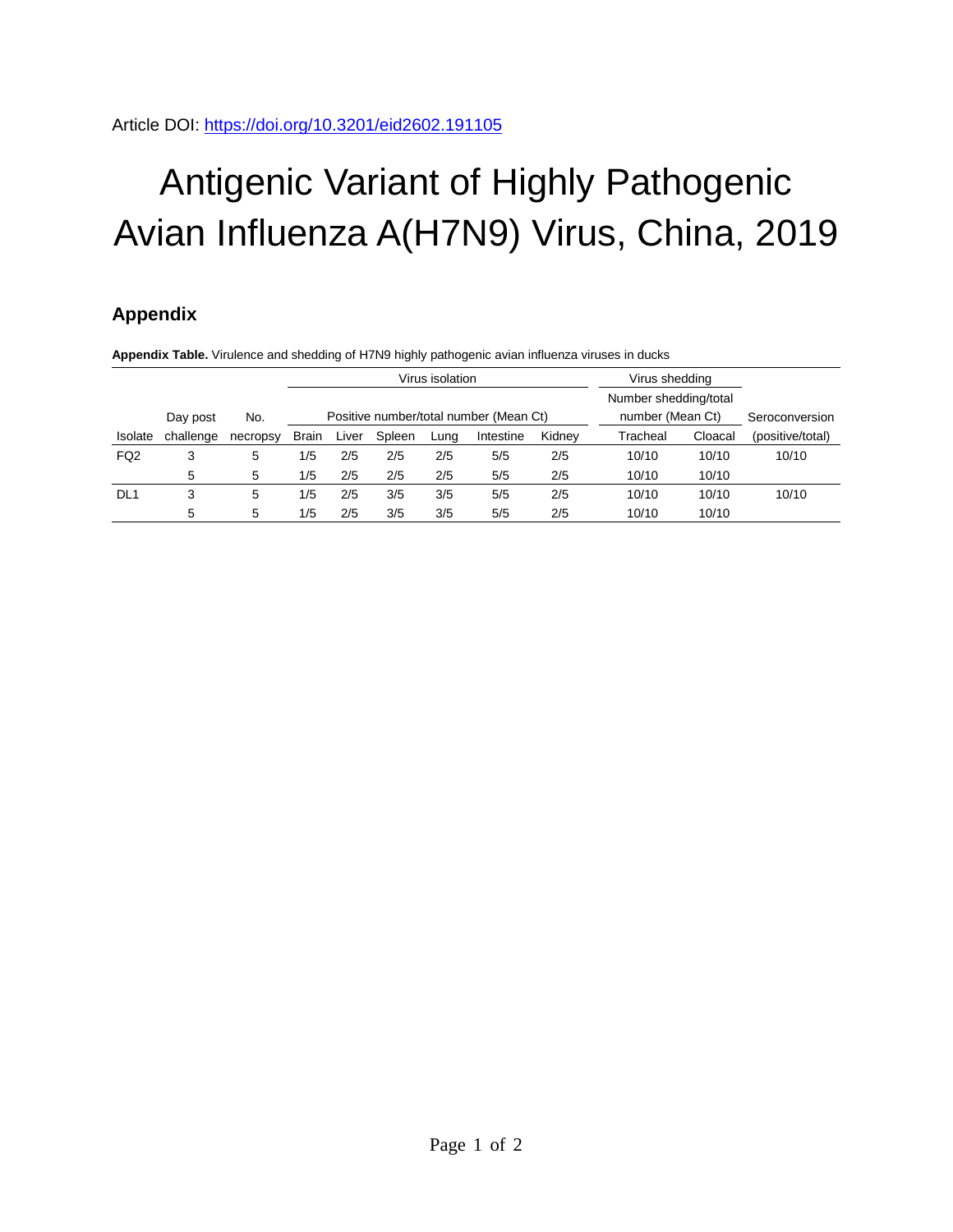Article DOI: https://doi.org/10.3201/eid2602.191105

# Antigenic Variant of Highly Pathogenic Avian Influenza A(H7N9) Virus, China, 2019

## Appendix

**Appendix Table.** Virulence and shedding of H7N9 highly pathogenic avian influenza viruses in ducks

| | | | Virus isolation | | | | | | Virus shedding | | |
|---|---|---|---|---|---|---|---|---|---|---|---|
| | Day post | No. | Positive number/total number (Mean Ct) | | | | | | Number shedding/total number (Mean Ct) | | Seroconversion |
| Isolate | challenge | necropsy | Brain | Liver | Spleen | Lung | Intestine | Kidney | Tracheal | Cloacal | (positive/total) |
| FQ2 | 3 | 5 | 1/5 | 2/5 | 2/5 | 2/5 | 5/5 | 2/5 | 10/10 | 10/10 | 10/10 |
| | 5 | 5 | 1/5 | 2/5 | 2/5 | 2/5 | 5/5 | 2/5 | 10/10 | 10/10 | |
| DL1 | 3 | 5 | 1/5 | 2/5 | 3/5 | 3/5 | 5/5 | 2/5 | 10/10 | 10/10 | 10/10 |
| | 5 | 5 | 1/5 | 2/5 | 3/5 | 3/5 | 5/5 | 2/5 | 10/10 | 10/10 | |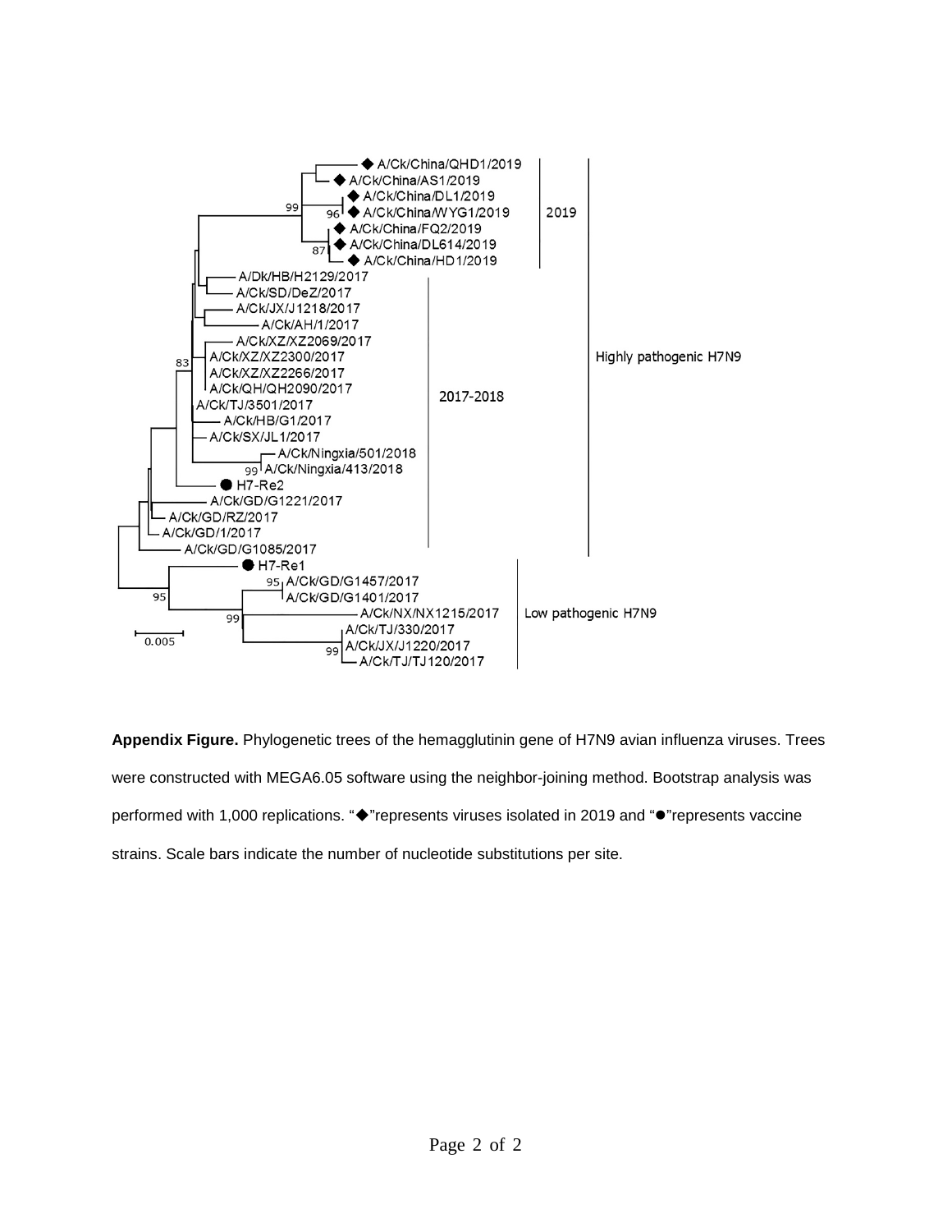A/Ck/China/QHD1/2019
A/Ck/China/AS1/2019
A/Ck/China/DL1/2019
A/Ck/China/WYG1/2019
A/Ck/China/FQ2/2019
A/Ck/China/DL614/2019
A/Ck/China/HD1/2019
A/Dk/HB/H2129/2017
A/Ck/SD/DeZ/2017
A/Ck/JX/J1218/2017
A/Ck/AH/1/2017
A/Ck/XZ/XZ2069/2017
A/Ck/XZ/XZ2300/2017
A/Ck/XZ/XZ2266/2017
A/Ck/QH/QH2090/2017
A/Ck/TJ/3501/2017
A/Ck/HB/G1/2017
A/Ck/SX/JL1/2017
A/Ck/Ningxia/501/2018
A/Ck/Ningxia/413/2018
H7-Re2
A/Ck/GD/G1221/2017
A/Ck/GD/RZ/2017
A/Ck/GD/1/2017
A/Ck/GD/G1085/2017
H7-Re1
A/Ck/GD/G1457/2017
A/Ck/GD/G1401/2017
A/Ck/NX/NX1215/2017
A/Ck/TJ/330/2017
A/Ck/JX/J1220/2017
A/Ck/TJ/TJ120/2017

99
96
87
83
99
95
99
99
95

2019
2017-2018
Highly pathogenic H7N9
Low pathogenic H7N9
0.005

**Appendix Figure.** Phylogenetic trees of the hemagglutinin gene of H7N9 avian influenza viruses. Trees were constructed with MEGA6.05 software using the neighbor-joining method. Bootstrap analysis was performed with 1,000 replications. "◆"represents viruses isolated in 2019 and "●"represents vaccine strains. Scale bars indicate the number of nucleotide substitutions per site.